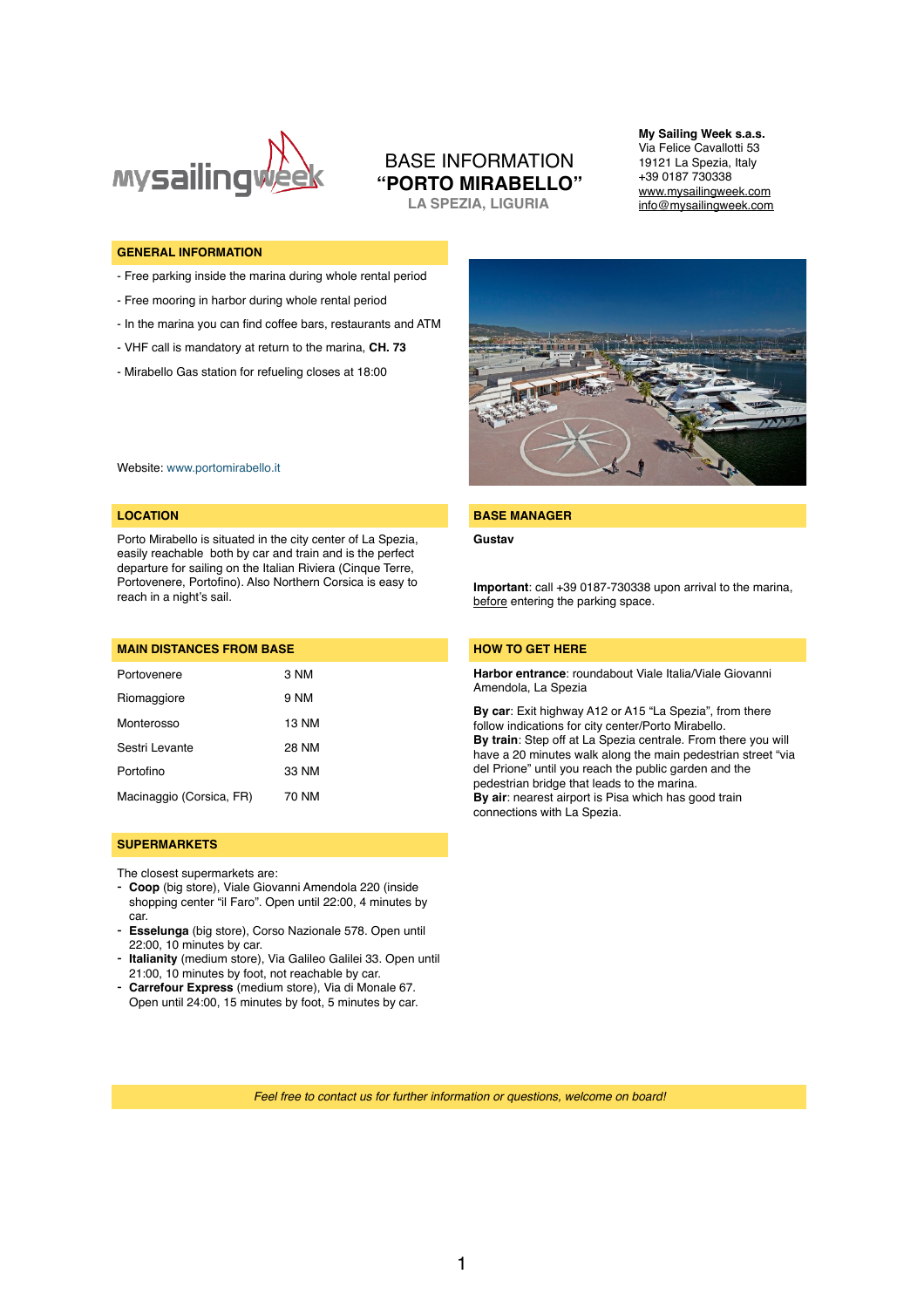# BASE INFORMATION
## "PORTO MIRABELLO"
**LA SPEZIA, LIGURIA**

**My Sailing Week s.a.s.**
Via Felice Cavallotti 53
19121 La Spezia, Italy
+39 0187 730338
www.mysailingweek.com
info@mysailingweek.com

## GENERAL INFORMATION

- Free parking inside the marina during whole rental period
- Free mooring in harbor during whole rental period
- In the marina you can find coffee bars, restaurants and ATM
- VHF call is mandatory at return to the marina, **CH. 73**
- Mirabello Gas station for refueling closes at 18:00

Website: www.portomirabello.it

## LOCATION

Porto Mirabello is situated in the city center of La Spezia, easily reachable both by car and train and is the perfect departure for sailing on the Italian Riviera (Cinque Terre, Portovenere, Portofino). Also Northern Corsica is easy to reach in a night's sail.

## BASE MANAGER

**Gustav**

**Important**: call +39 0187-730338 upon arrival to the marina, before entering the parking space.

## MAIN DISTANCES FROM BASE

| | |
|---|---|
| Portovenere | 3 NM |
| Riomaggiore | 9 NM |
| Monterosso | 13 NM |
| Sestri Levante | 28 NM |
| Portofino | 33 NM |
| Macinaggio (Corsica, FR) | 70 NM |

## HOW TO GET HERE

**Harbor entrance**: roundabout Viale Italia/Viale Giovanni Amendola, La Spezia

**By car**: Exit highway A12 or A15 "La Spezia", from there follow indications for city center/Porto Mirabello.
**By train**: Step off at La Spezia centrale. From there you will have a 20 minutes walk along the main pedestrian street "via del Prione" until you reach the public garden and the pedestrian bridge that leads to the marina.
**By air**: nearest airport is Pisa which has good train connections with La Spezia.

## SUPERMARKETS

The closest supermarkets are:
- **Coop** (big store), Viale Giovanni Amendola 220 (inside shopping center "il Faro". Open until 22:00, 4 minutes by car.
- **Esselunga** (big store), Corso Nazionale 578. Open until 22:00, 10 minutes by car.
- **Italianity** (medium store), Via Galileo Galilei 33. Open until 21:00, 10 minutes by foot, not reachable by car.
- **Carrefour Express** (medium store), Via di Monale 67. Open until 24:00, 15 minutes by foot, 5 minutes by car.

*Feel free to contact us for further information or questions, welcome on board!*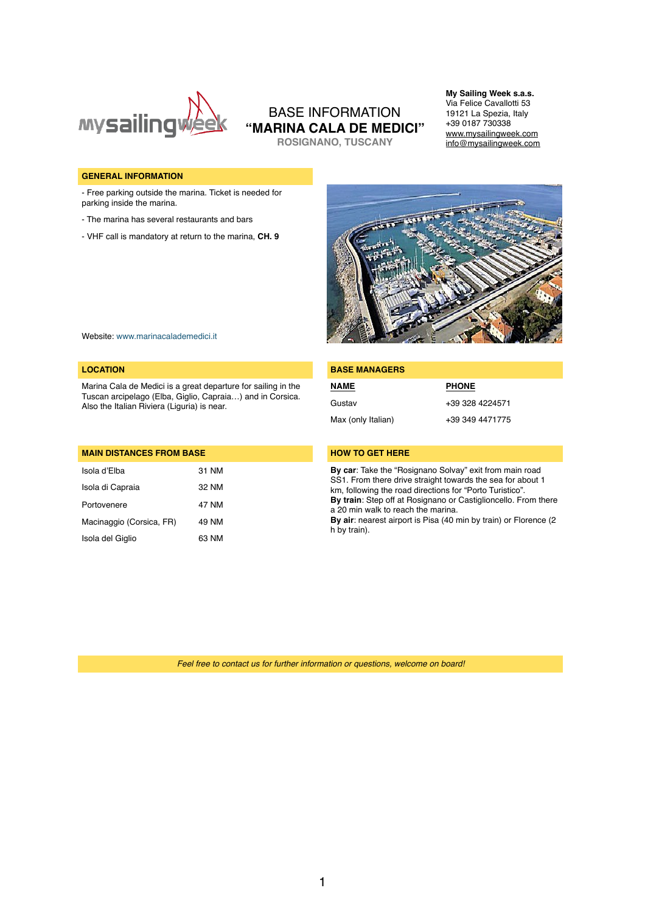mysailingweek

# BASE INFORMATION
# "MARINA CALA DE MEDICI"
### ROSIGNANO, TUSCANY

**My Sailing Week s.a.s.**
Via Felice Cavallotti 53
19121 La Spezia, Italy
+39 0187 730338
www.mysailingweek.com
info@mysailingweek.com

## GENERAL INFORMATION

- Free parking outside the marina. Ticket is needed for parking inside the marina.
- The marina has several restaurants and bars
- VHF call is mandatory at return to the marina, **CH. 9**

Website: www.marinacalademedici.it

## LOCATION

Marina Cala de Medici is a great departure for sailing in the Tuscan arcipelago (Elba, Giglio, Capraia…) and in Corsica. Also the Italian Riviera (Liguria) is near.

## BASE MANAGERS

| NAME | PHONE |
|---|---|
| Gustav | +39 328 4224571 |
| Max (only Italian) | +39 349 4471775 |

## MAIN DISTANCES FROM BASE

| | |
|---|---|
| Isola d'Elba | 31 NM |
| Isola di Capraia | 32 NM |
| Portovenere | 47 NM |
| Macinaggio (Corsica, FR) | 49 NM |
| Isola del Giglio | 63 NM |

## HOW TO GET HERE

**By car**: Take the "Rosignano Solvay" exit from main road SS1. From there drive straight towards the sea for about 1 km, following the road directions for "Porto Turistico".
**By train**: Step off at Rosignano or Castiglioncello. From there a 20 min walk to reach the marina.
**By air**: nearest airport is Pisa (40 min by train) or Florence (2 h by train).

*Feel free to contact us for further information or questions, welcome on board!*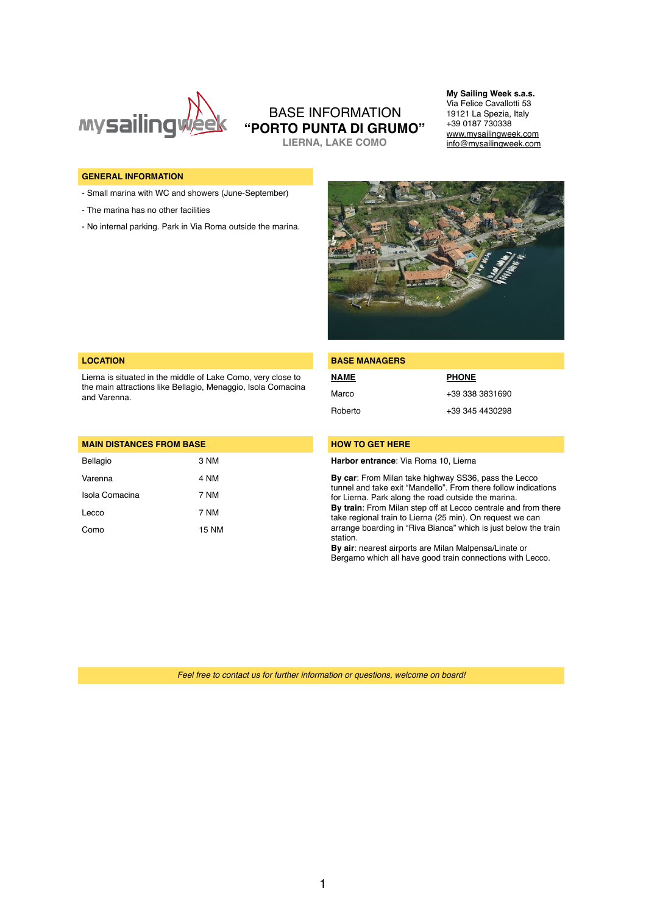mysailingweek

# BASE INFORMATION
## "PORTO PUNTA DI GRUMO"
**LIERNA, LAKE COMO**

**My Sailing Week s.a.s.**
Via Felice Cavallotti 53
19121 La Spezia, Italy
+39 0187 730338
www.mysailingweek.com
info@mysailingweek.com

### GENERAL INFORMATION

- Small marina with WC and showers (June-September)
- The marina has no other facilities
- No internal parking. Park in Via Roma outside the marina.

### LOCATION

Lierna is situated in the middle of Lake Como, very close to the main attractions like Bellagio, Menaggio, Isola Comacina and Varenna.

### BASE MANAGERS

| NAME | PHONE |
|---|---|
| Marco | +39 338 3831690 |
| Roberto | +39 345 4430298 |

### MAIN DISTANCES FROM BASE

| | |
|---|---|
| Bellagio | 3 NM |
| Varenna | 4 NM |
| Isola Comacina | 7 NM |
| Lecco | 7 NM |
| Como | 15 NM |

### HOW TO GET HERE

**Harbor entrance**: Via Roma 10, Lierna

**By car**: From Milan take highway SS36, pass the Lecco tunnel and take exit "Mandello". From there follow indications for Lierna. Park along the road outside the marina.
**By train**: From Milan step off at Lecco centrale and from there take regional train to Lierna (25 min). On request we can arrange boarding in "Riva Bianca" which is just below the train station.
**By air**: nearest airports are Milan Malpensa/Linate or Bergamo which all have good train connections with Lecco.

*Feel free to contact us for further information or questions, welcome on board!*